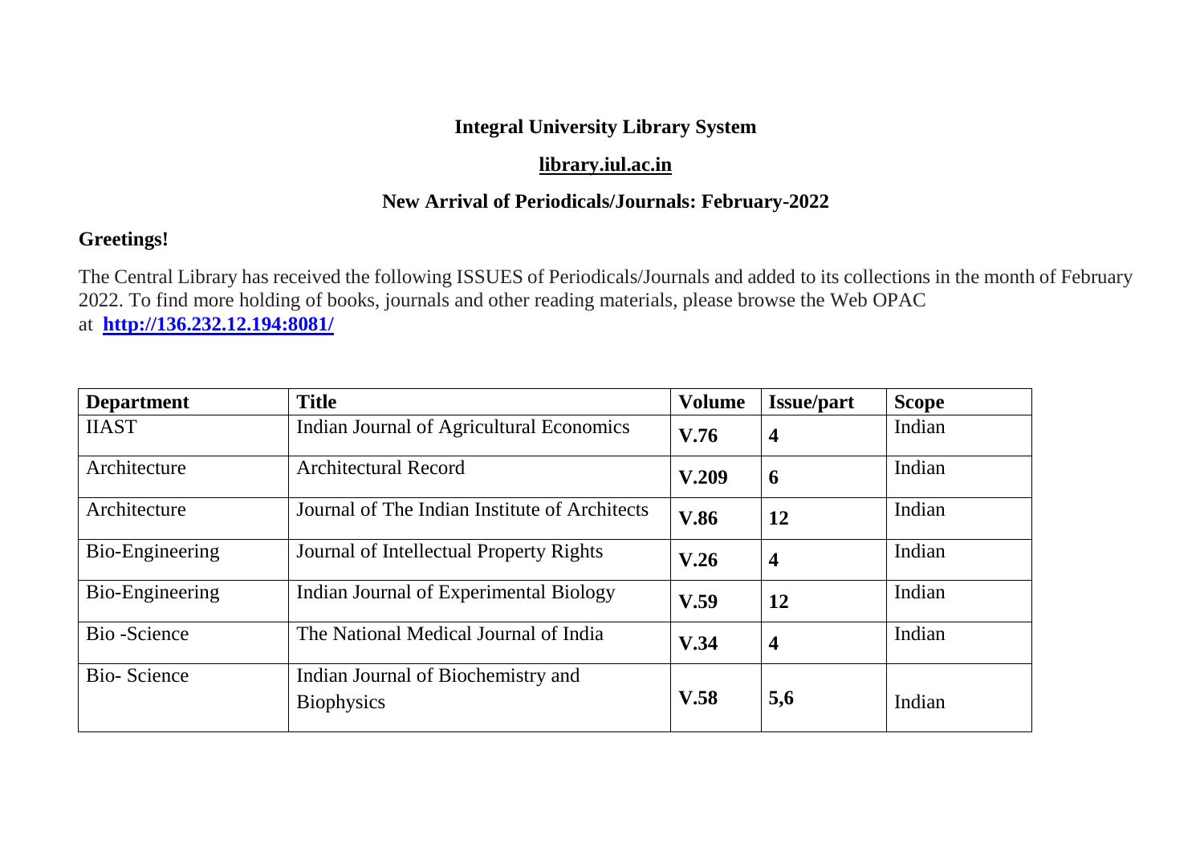# Integral University Library System

## library.iul.ac.in

## New Arrival of Periodicals/Journals: February-2022

**Greetings!**

The Central Library has received the following ISSUES of Periodicals/Journals and added to its collections in the month of February 2022. To find more holding of books, journals and other reading materials, please browse the Web OPAC at **http://136.232.12.194:8081/**

| Department | Title | Volume | Issue/part | Scope |
|---|---|---|---|---|
| IIAST | Indian Journal of Agricultural Economics | **V.76** | **4** | Indian |
| Architecture | Architectural Record | **V.209** | **6** | Indian |
| Architecture | Journal of The Indian Institute of Architects | **V.86** | **12** | Indian |
| Bio-Engineering | Journal of Intellectual Property Rights | **V.26** | **4** | Indian |
| Bio-Engineering | Indian Journal of Experimental Biology | **V.59** | **12** | Indian |
| Bio -Science | The National Medical Journal of India | **V.34** | **4** | Indian |
| Bio- Science | Indian Journal of Biochemistry and Biophysics | **V.58** | **5,6** | Indian |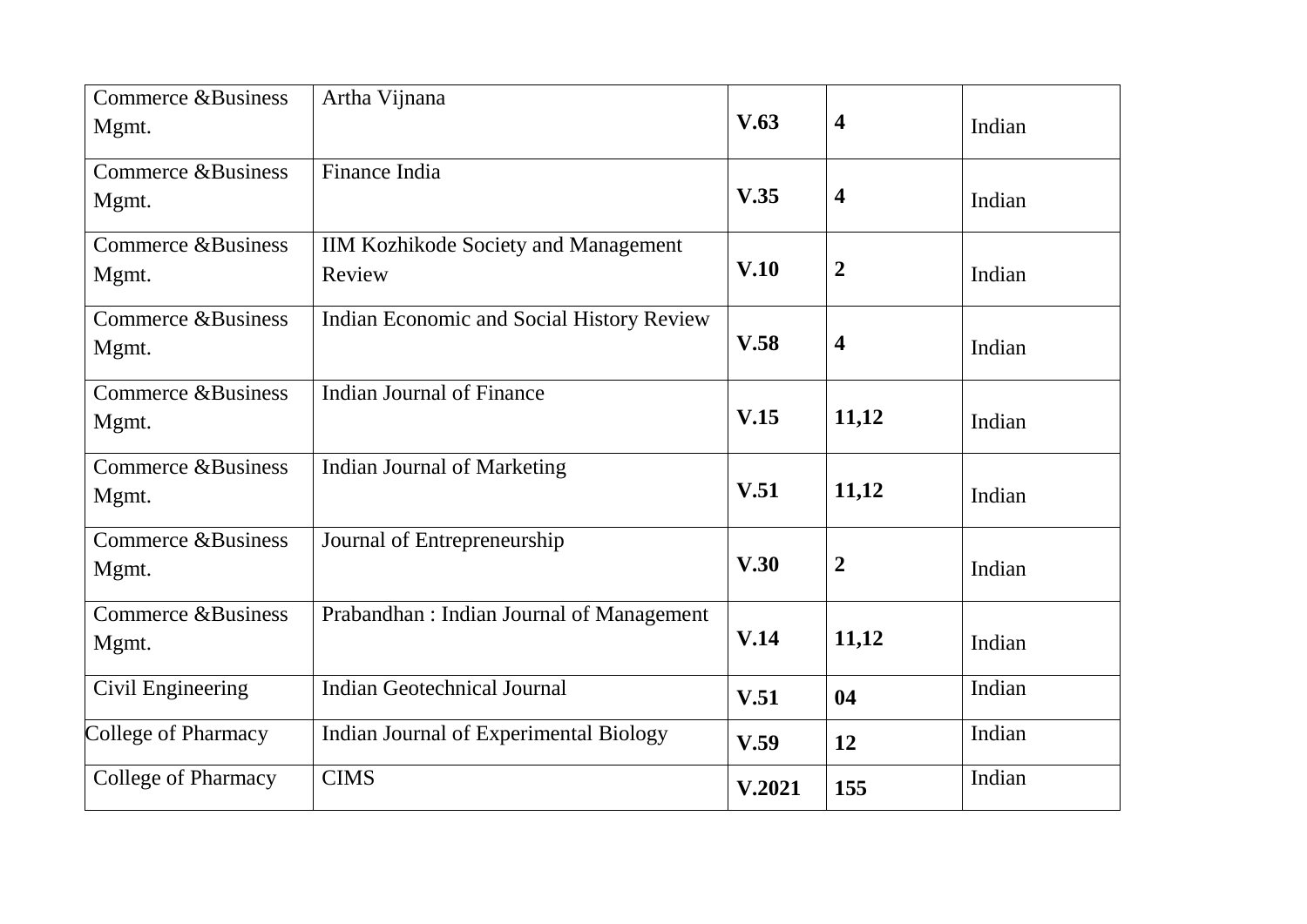| Commerce &Business Mgmt. | Artha Vijnana | **V.63** | **4** | Indian |
|---|---|---|---|---|
| Commerce &Business Mgmt. | Finance India | **V.35** | **4** | Indian |
| Commerce &Business Mgmt. | IIM Kozhikode Society and Management Review | **V.10** | **2** | Indian |
| Commerce &Business Mgmt. | Indian Economic and Social History Review | **V.58** | **4** | Indian |
| Commerce &Business Mgmt. | Indian Journal of Finance | **V.15** | **11,12** | Indian |
| Commerce &Business Mgmt. | Indian Journal of Marketing | **V.51** | **11,12** | Indian |
| Commerce &Business Mgmt. | Journal of Entrepreneurship | **V.30** | **2** | Indian |
| Commerce &Business Mgmt. | Prabandhan : Indian Journal of Management | **V.14** | **11,12** | Indian |
| Civil Engineering | Indian Geotechnical Journal | **V.51** | **04** | Indian |
| College of Pharmacy | Indian Journal of Experimental Biology | **V.59** | **12** | Indian |
| College of Pharmacy | CIMS | **V.2021** | **155** | Indian |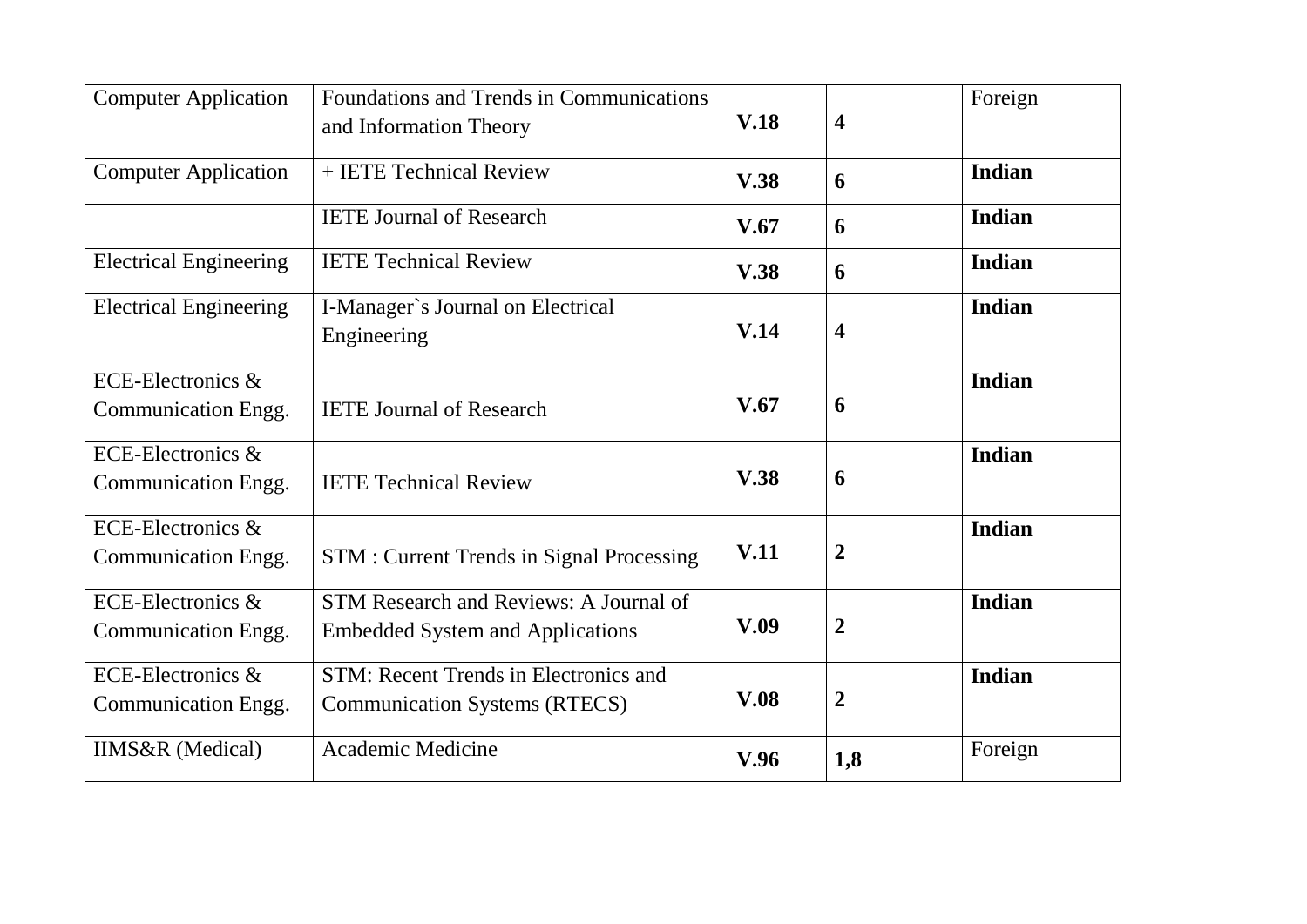| Computer Application | Foundations and Trends in Communications and Information Theory | **V.18** | **4** | Foreign |
|---|---|---|---|---|
| Computer Application | + IETE Technical Review | **V.38** | **6** | **Indian** |
| | IETE Journal of Research | **V.67** | **6** | **Indian** |
| Electrical Engineering | IETE Technical Review | **V.38** | **6** | **Indian** |
| Electrical Engineering | I-Manager`s Journal on Electrical Engineering | **V.14** | **4** | **Indian** |
| ECE-Electronics & Communication Engg. | IETE Journal of Research | **V.67** | **6** | **Indian** |
| ECE-Electronics & Communication Engg. | IETE Technical Review | **V.38** | **6** | **Indian** |
| ECE-Electronics & Communication Engg. | STM : Current Trends in Signal Processing | **V.11** | **2** | **Indian** |
| ECE-Electronics & Communication Engg. | STM Research and Reviews: A Journal of Embedded System and Applications | **V.09** | **2** | **Indian** |
| ECE-Electronics & Communication Engg. | STM: Recent Trends in Electronics and Communication Systems (RTECS) | **V.08** | **2** | **Indian** |
| IIMS&R (Medical) | Academic Medicine | **V.96** | **1,8** | Foreign |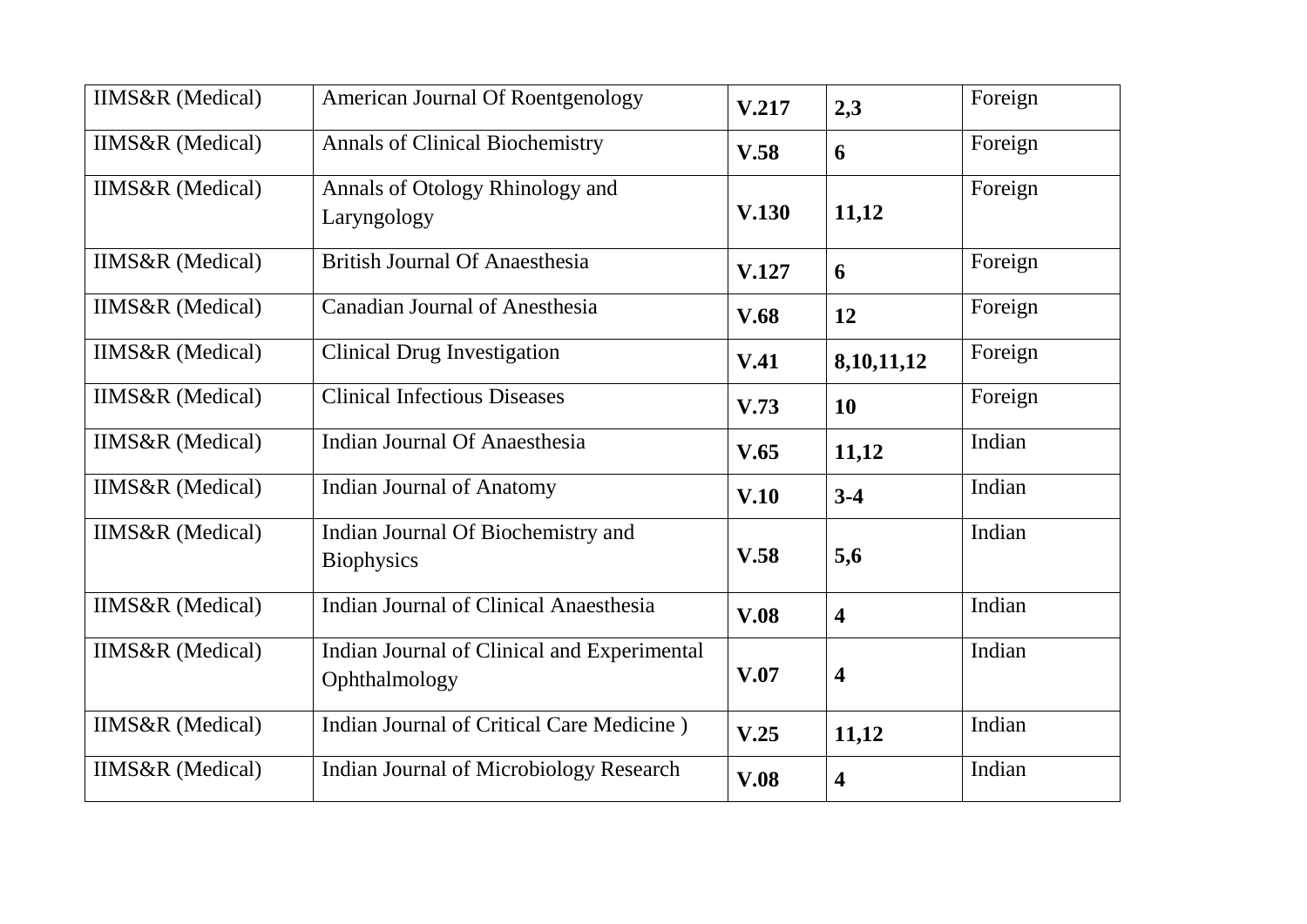| IIMS&R (Medical) | American Journal Of Roentgenology | **V.217** | **2,3** | Foreign |
|---|---|---|---|---|
| IIMS&R (Medical) | Annals of Clinical Biochemistry | **V.58** | **6** | Foreign |
| IIMS&R (Medical) | Annals of Otology Rhinology and Laryngology | **V.130** | **11,12** | Foreign |
| IIMS&R (Medical) | British Journal Of Anaesthesia | **V.127** | **6** | Foreign |
| IIMS&R (Medical) | Canadian Journal of Anesthesia | **V.68** | **12** | Foreign |
| IIMS&R (Medical) | Clinical Drug Investigation | **V.41** | **8,10,11,12** | Foreign |
| IIMS&R (Medical) | Clinical Infectious Diseases | **V.73** | **10** | Foreign |
| IIMS&R (Medical) | Indian Journal Of Anaesthesia | **V.65** | **11,12** | Indian |
| IIMS&R (Medical) | Indian Journal of Anatomy | **V.10** | **3-4** | Indian |
| IIMS&R (Medical) | Indian Journal Of Biochemistry and Biophysics | **V.58** | **5,6** | Indian |
| IIMS&R (Medical) | Indian Journal of Clinical Anaesthesia | **V.08** | **4** | Indian |
| IIMS&R (Medical) | Indian Journal of Clinical and Experimental Ophthalmology | **V.07** | **4** | Indian |
| IIMS&R (Medical) | Indian Journal of Critical Care Medicine ) | **V.25** | **11,12** | Indian |
| IIMS&R (Medical) | Indian Journal of Microbiology Research | **V.08** | **4** | Indian |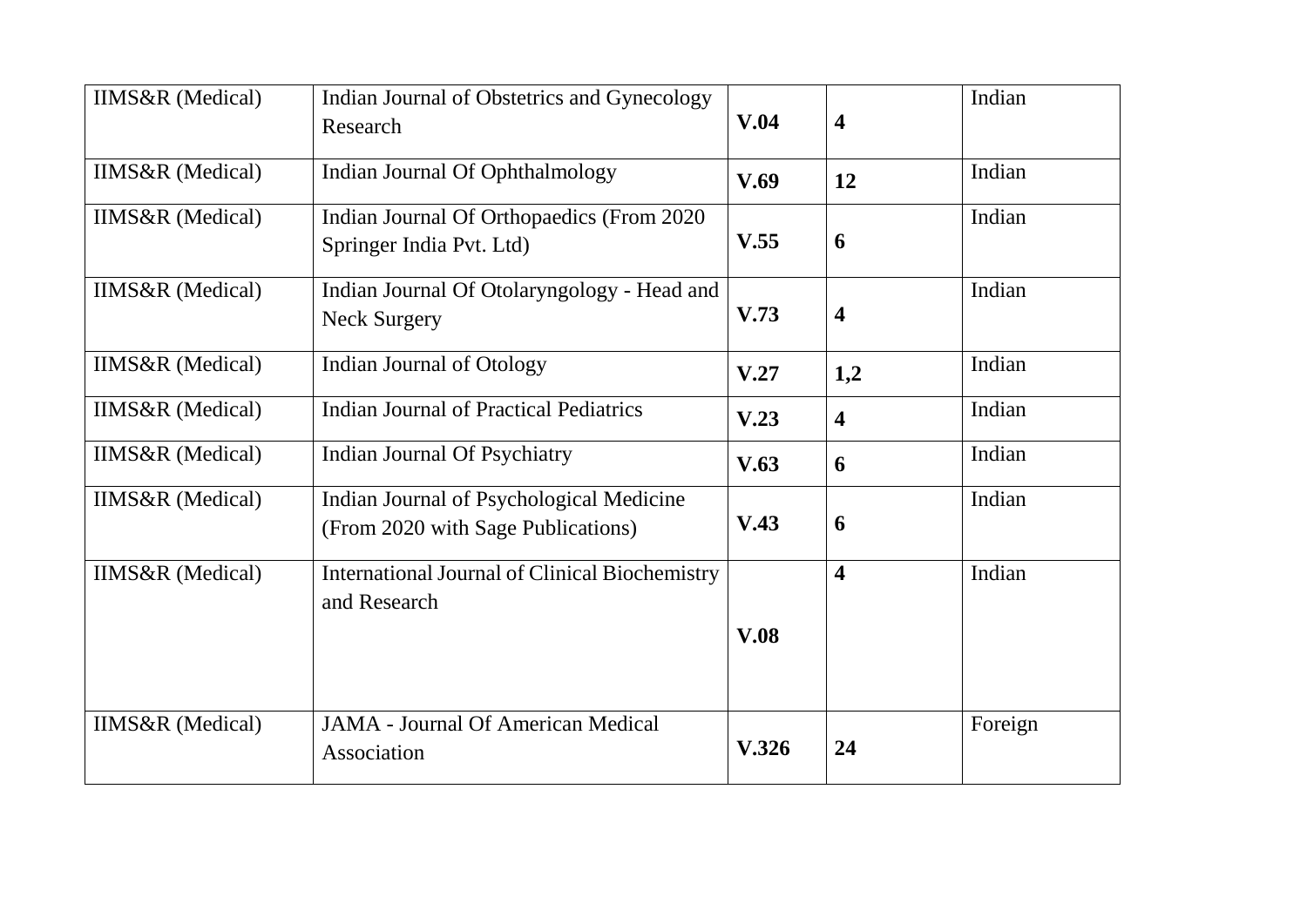| IIMS&R (Medical) | Indian Journal of Obstetrics and Gynecology Research | **V.04** | **4** | Indian |
|---|---|---|---|---|
| IIMS&R (Medical) | Indian Journal Of Ophthalmology | **V.69** | **12** | Indian |
| IIMS&R (Medical) | Indian Journal Of Orthopaedics (From 2020 Springer India Pvt. Ltd) | **V.55** | **6** | Indian |
| IIMS&R (Medical) | Indian Journal Of Otolaryngology - Head and Neck Surgery | **V.73** | **4** | Indian |
| IIMS&R (Medical) | Indian Journal of Otology | **V.27** | **1,2** | Indian |
| IIMS&R (Medical) | Indian Journal of Practical Pediatrics | **V.23** | **4** | Indian |
| IIMS&R (Medical) | Indian Journal Of Psychiatry | **V.63** | **6** | Indian |
| IIMS&R (Medical) | Indian Journal of Psychological Medicine (From 2020 with Sage Publications) | **V.43** | **6** | Indian |
| IIMS&R (Medical) | International Journal of Clinical Biochemistry and Research | **V.08** | **4** | Indian |
| IIMS&R (Medical) | JAMA - Journal Of American Medical Association | **V.326** | **24** | Foreign |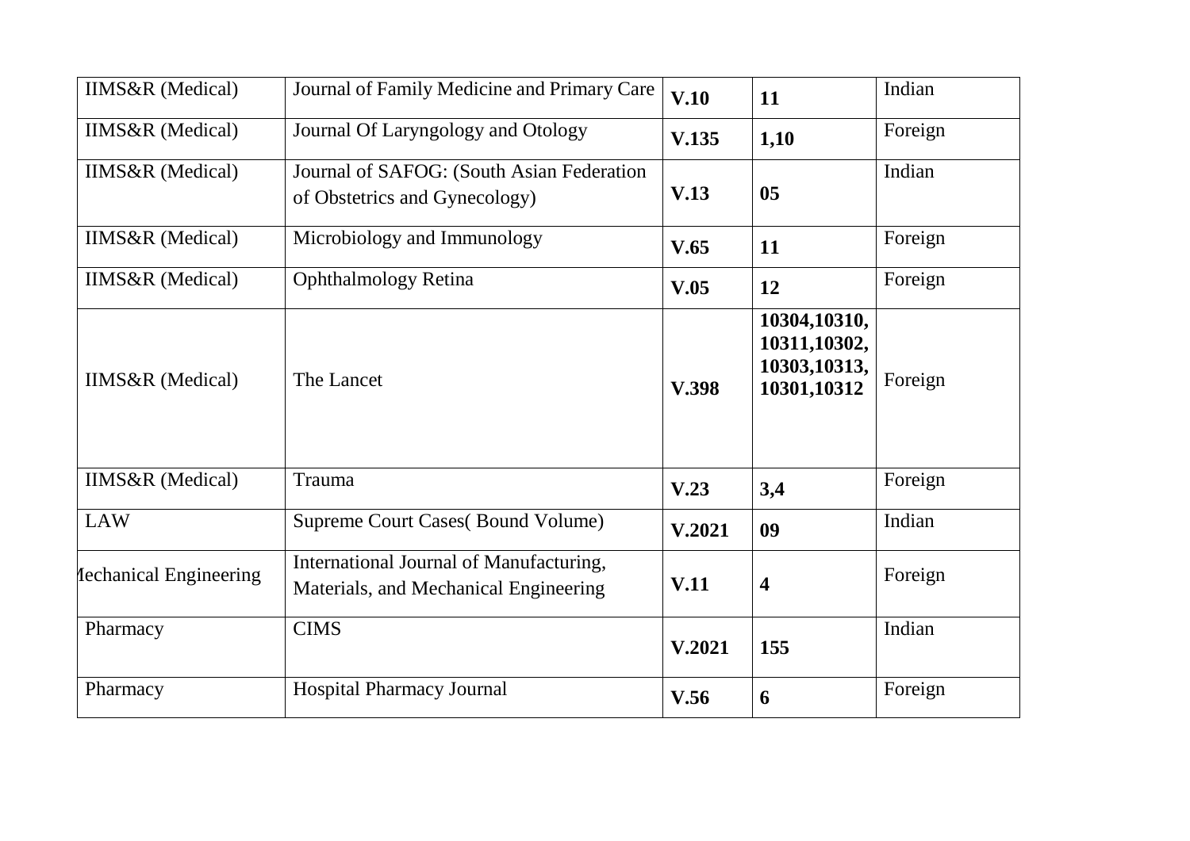| | | | | |
|---|---|---|---|---|
| IIMS&R (Medical) | Journal of Family Medicine and Primary Care | **V.10** | **11** | Indian |
| IIMS&R (Medical) | Journal Of Laryngology and Otology | **V.135** | **1,10** | Foreign |
| IIMS&R (Medical) | Journal of SAFOG: (South Asian Federation of Obstetrics and Gynecology) | **V.13** | **05** | Indian |
| IIMS&R (Medical) | Microbiology and Immunology | **V.65** | **11** | Foreign |
| IIMS&R (Medical) | Ophthalmology Retina | **V.05** | **12** | Foreign |
| IIMS&R (Medical) | The Lancet | **V.398** | **10304,10310, 10311,10302, 10303,10313, 10301,10312** | Foreign |
| IIMS&R (Medical) | Trauma | **V.23** | **3,4** | Foreign |
| LAW | Supreme Court Cases( Bound Volume) | **V.2021** | **09** | Indian |
| Mechanical Engineering | International Journal of Manufacturing, Materials, and Mechanical Engineering | **V.11** | **4** | Foreign |
| Pharmacy | CIMS | **V.2021** | **155** | Indian |
| Pharmacy | Hospital Pharmacy Journal | **V.56** | **6** | Foreign |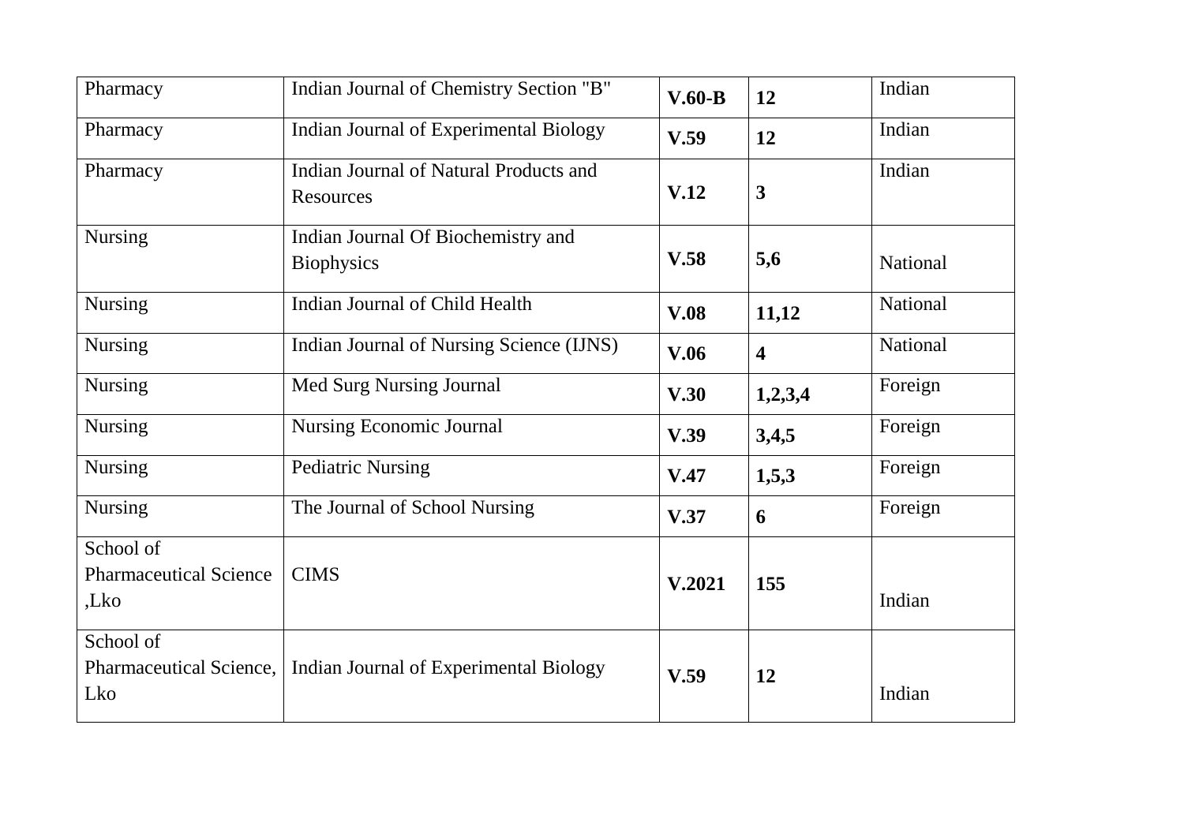| Pharmacy | Indian Journal of Chemistry Section "B" | **V.60-B** | **12** | Indian |
|---|---|---|---|---|
| Pharmacy | Indian Journal of Experimental Biology | **V.59** | **12** | Indian |
| Pharmacy | Indian Journal of Natural Products and Resources | **V.12** | **3** | Indian |
| Nursing | Indian Journal Of Biochemistry and Biophysics | **V.58** | **5,6** | National |
| Nursing | Indian Journal of Child Health | **V.08** | **11,12** | National |
| Nursing | Indian Journal of Nursing Science (IJNS) | **V.06** | **4** | National |
| Nursing | Med Surg Nursing Journal | **V.30** | **1,2,3,4** | Foreign |
| Nursing | Nursing Economic Journal | **V.39** | **3,4,5** | Foreign |
| Nursing | Pediatric Nursing | **V.47** | **1,5,3** | Foreign |
| Nursing | The Journal of School Nursing | **V.37** | **6** | Foreign |
| School of Pharmaceutical Science ,Lko | CIMS | **V.2021** | **155** | Indian |
| School of Pharmaceutical Science, Lko | Indian Journal of Experimental Biology | **V.59** | **12** | Indian |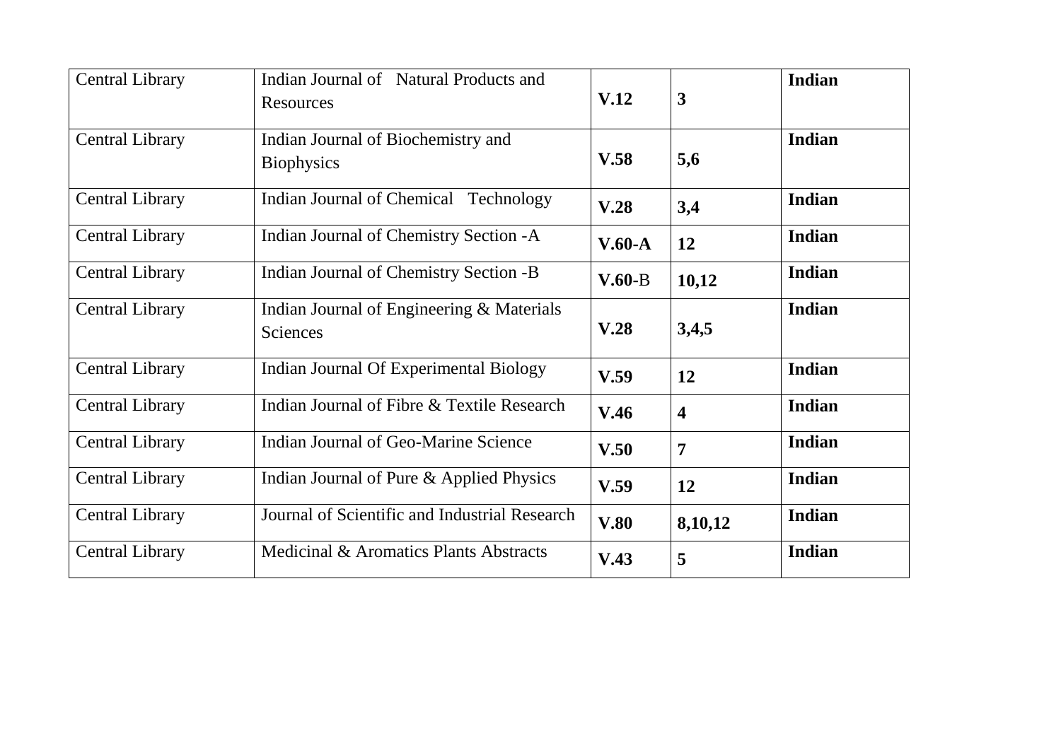| Central Library | Indian Journal of Natural Products and Resources | **V.12** | **3** | **Indian** |
|---|---|---|---|---|
| Central Library | Indian Journal of Biochemistry and Biophysics | **V.58** | **5,6** | **Indian** |
| Central Library | Indian Journal of Chemical Technology | **V.28** | **3,4** | **Indian** |
| Central Library | Indian Journal of Chemistry Section -A | **V.60-A** | **12** | **Indian** |
| Central Library | Indian Journal of Chemistry Section -B | **V.60-**B | **10,12** | **Indian** |
| Central Library | Indian Journal of Engineering & Materials Sciences | **V.28** | **3,4,5** | **Indian** |
| Central Library | Indian Journal Of Experimental Biology | **V.59** | **12** | **Indian** |
| Central Library | Indian Journal of Fibre & Textile Research | **V.46** | **4** | **Indian** |
| Central Library | Indian Journal of Geo-Marine Science | **V.50** | **7** | **Indian** |
| Central Library | Indian Journal of Pure & Applied Physics | **V.59** | **12** | **Indian** |
| Central Library | Journal of Scientific and Industrial Research | **V.80** | **8,10,12** | **Indian** |
| Central Library | Medicinal & Aromatics Plants Abstracts | **V.43** | **5** | **Indian** |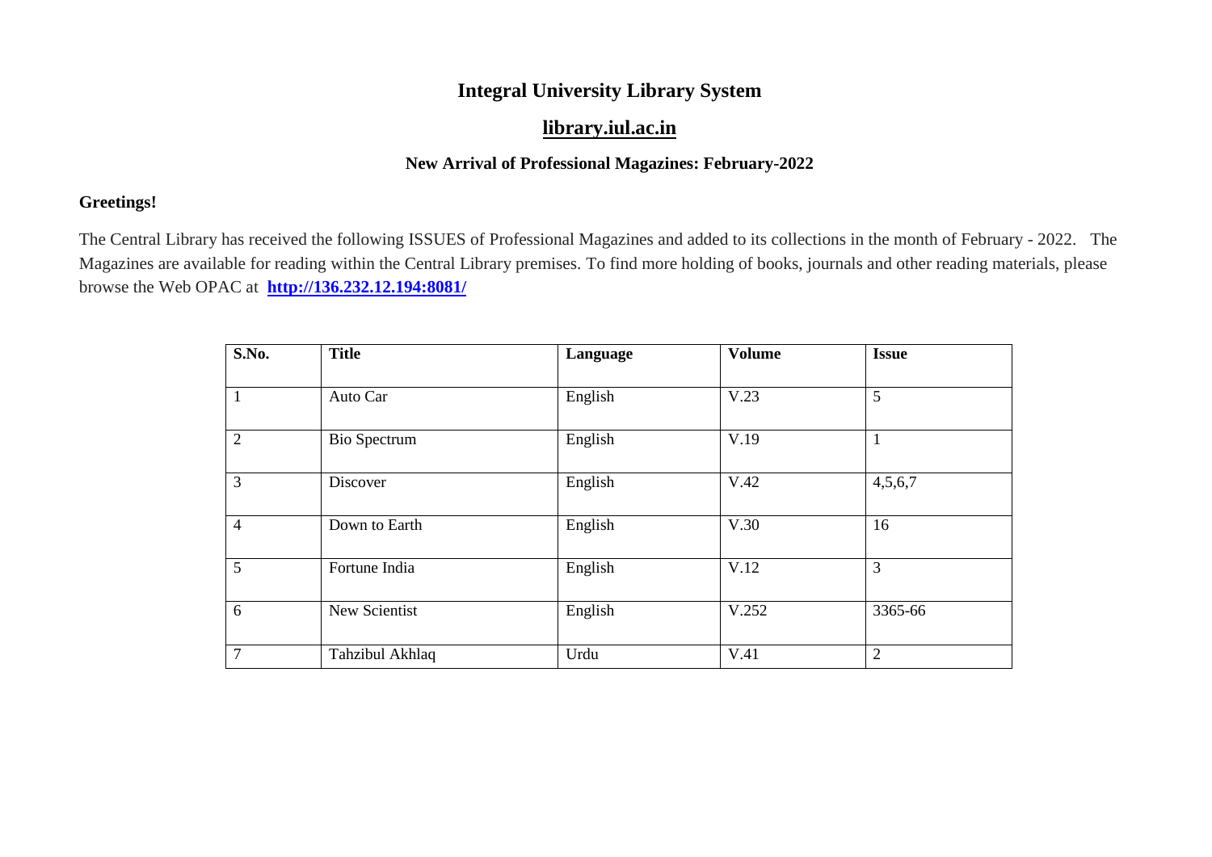# Integral University Library System

## library.iul.ac.in

### New Arrival of Professional Magazines: February-2022

**Greetings!**

The Central Library has received the following ISSUES of Professional Magazines and added to its collections in the month of February - 2022. The Magazines are available for reading within the Central Library premises. To find more holding of books, journals and other reading materials, please browse the Web OPAC at **http://136.232.12.194:8081/**

| S.No. | Title | Language | Volume | Issue |
|---|---|---|---|---|
| 1 | Auto Car | English | V.23 | 5 |
| 2 | Bio Spectrum | English | V.19 | 1 |
| 3 | Discover | English | V.42 | 4,5,6,7 |
| 4 | Down to Earth | English | V.30 | 16 |
| 5 | Fortune India | English | V.12 | 3 |
| 6 | New Scientist | English | V.252 | 3365-66 |
| 7 | Tahzibul Akhlaq | Urdu | V.41 | 2 |